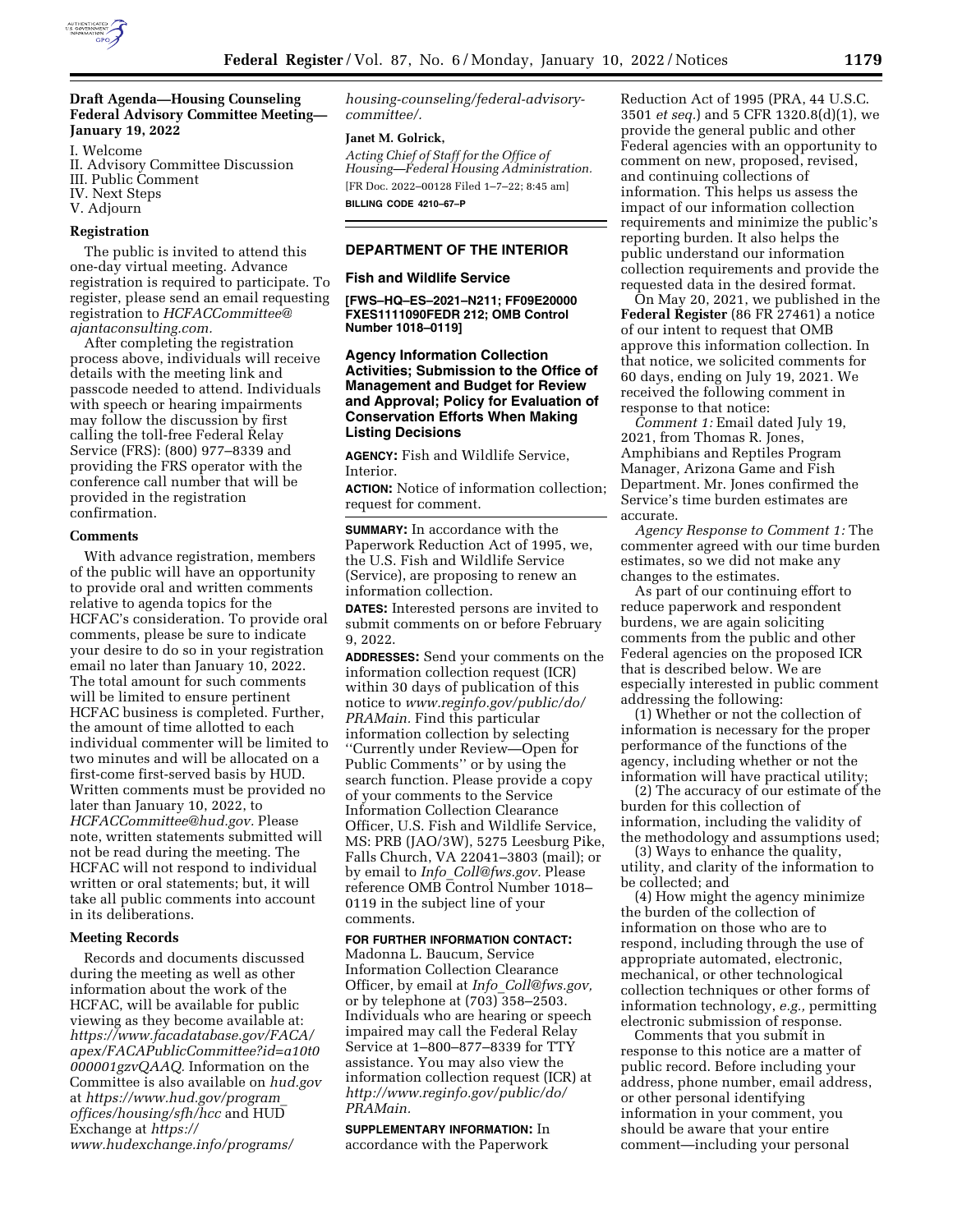## Draft Agenda—Housing Counseling Federal Advisory Committee Meeting—January 19, 2022

I. Welcome
II. Advisory Committee Discussion
III. Public Comment
IV. Next Steps
V. Adjourn

### Registration

The public is invited to attend this one-day virtual meeting. Advance registration is required to participate. To register, please send an email requesting registration to *HCFACCommittee@ajantaconsulting.com.*

After completing the registration process above, individuals will receive details with the meeting link and passcode needed to attend. Individuals with speech or hearing impairments may follow the discussion by first calling the toll-free Federal Relay Service (FRS): (800) 977–8339 and providing the FRS operator with the conference call number that will be provided in the registration confirmation.

### Comments

With advance registration, members of the public will have an opportunity to provide oral and written comments relative to agenda topics for the HCFAC's consideration. To provide oral comments, please be sure to indicate your desire to do so in your registration email no later than January 10, 2022. The total amount for such comments will be limited to ensure pertinent HCFAC business is completed. Further, the amount of time allotted to each individual commenter will be limited to two minutes and will be allocated on a first-come first-served basis by HUD. Written comments must be provided no later than January 10, 2022, to *HCFACCommittee@hud.gov.* Please note, written statements submitted will not be read during the meeting. The HCFAC will not respond to individual written or oral statements; but, it will take all public comments into account in its deliberations.

### Meeting Records

Records and documents discussed during the meeting as well as other information about the work of the HCFAC, will be available for public viewing as they become available at: *https://www.facadatabase.gov/FACA/apex/FACAPublicCommittee?id=a10t0000001gzvQAAQ.* Information on the Committee is also available on *hud.gov* at *https://www.hud.gov/program_offices/housing/sfh/hcc* and HUD Exchange at *https://www.hudexchange.info/programs/housing-counseling/federal-advisory-committee/.*

**Janet M. Golrick,**

*Acting Chief of Staff for the Office of Housing—Federal Housing Administration.*

[FR Doc. 2022–00128 Filed 1–7–22; 8:45 am]

**BILLING CODE 4210–67–P**

---

## DEPARTMENT OF THE INTERIOR

### Fish and Wildlife Service

**[FWS–HQ–ES–2021–N211; FF09E20000 FXES1111090FEDR 212; OMB Control Number 1018–0119]**

### Agency Information Collection Activities; Submission to the Office of Management and Budget for Review and Approval; Policy for Evaluation of Conservation Efforts When Making Listing Decisions

**AGENCY:** Fish and Wildlife Service, Interior.

**ACTION:** Notice of information collection; request for comment.

**SUMMARY:** In accordance with the Paperwork Reduction Act of 1995, we, the U.S. Fish and Wildlife Service (Service), are proposing to renew an information collection.

**DATES:** Interested persons are invited to submit comments on or before February 9, 2022.

**ADDRESSES:** Send your comments on the information collection request (ICR) within 30 days of publication of this notice to *www.reginfo.gov/public/do/PRAMain.* Find this particular information collection by selecting "Currently under Review—Open for Public Comments" or by using the search function. Please provide a copy of your comments to the Service Information Collection Clearance Officer, U.S. Fish and Wildlife Service, MS: PRB (JAO/3W), 5275 Leesburg Pike, Falls Church, VA 22041–3803 (mail); or by email to *Info_Coll@fws.gov.* Please reference OMB Control Number 1018–0119 in the subject line of your comments.

**FOR FURTHER INFORMATION CONTACT:** Madonna L. Baucum, Service Information Collection Clearance Officer, by email at *Info_Coll@fws.gov,* or by telephone at (703) 358–2503. Individuals who are hearing or speech impaired may call the Federal Relay Service at 1–800–877–8339 for TTY assistance. You may also view the information collection request (ICR) at *http://www.reginfo.gov/public/do/PRAMain.*

**SUPPLEMENTARY INFORMATION:** In accordance with the Paperwork Reduction Act of 1995 (PRA, 44 U.S.C. 3501 *et seq.*) and 5 CFR 1320.8(d)(1), we provide the general public and other Federal agencies with an opportunity to comment on new, proposed, revised, and continuing collections of information. This helps us assess the impact of our information collection requirements and minimize the public's reporting burden. It also helps the public understand our information collection requirements and provide the requested data in the desired format.

On May 20, 2021, we published in the **Federal Register** (86 FR 27461) a notice of our intent to request that OMB approve this information collection. In that notice, we solicited comments for 60 days, ending on July 19, 2021. We received the following comment in response to that notice:

*Comment 1:* Email dated July 19, 2021, from Thomas R. Jones, Amphibians and Reptiles Program Manager, Arizona Game and Fish Department. Mr. Jones confirmed the Service's time burden estimates are accurate.

*Agency Response to Comment 1:* The commenter agreed with our time burden estimates, so we did not make any changes to the estimates.

As part of our continuing effort to reduce paperwork and respondent burdens, we are again soliciting comments from the public and other Federal agencies on the proposed ICR that is described below. We are especially interested in public comment addressing the following:

(1) Whether or not the collection of information is necessary for the proper performance of the functions of the agency, including whether or not the information will have practical utility;

(2) The accuracy of our estimate of the burden for this collection of information, including the validity of the methodology and assumptions used;

(3) Ways to enhance the quality, utility, and clarity of the information to be collected; and

(4) How might the agency minimize the burden of the collection of information on those who are to respond, including through the use of appropriate automated, electronic, mechanical, or other technological collection techniques or other forms of information technology, *e.g.,* permitting electronic submission of response.

Comments that you submit in response to this notice are a matter of public record. Before including your address, phone number, email address, or other personal identifying information in your comment, you should be aware that your entire comment—including your personal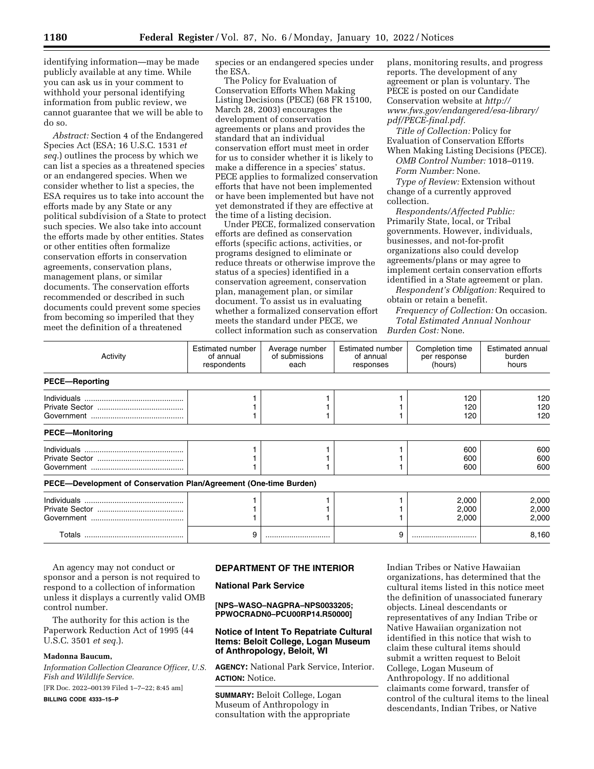identifying information—may be made publicly available at any time. While you can ask us in your comment to withhold your personal identifying information from public review, we cannot guarantee that we will be able to do so.

*Abstract:* Section 4 of the Endangered Species Act (ESA; 16 U.S.C. 1531 *et seq.*) outlines the process by which we can list a species as a threatened species or an endangered species. When we consider whether to list a species, the ESA requires us to take into account the efforts made by any State or any political subdivision of a State to protect such species. We also take into account the efforts made by other entities. States or other entities often formalize conservation efforts in conservation agreements, conservation plans, management plans, or similar documents. The conservation efforts recommended or described in such documents could prevent some species from becoming so imperiled that they meet the definition of a threatened species or an endangered species under the ESA.

The Policy for Evaluation of Conservation Efforts When Making Listing Decisions (PECE) (68 FR 15100, March 28, 2003) encourages the development of conservation agreements or plans and provides the standard that an individual conservation effort must meet in order for us to consider whether it is likely to make a difference in a species' status. PECE applies to formalized conservation efforts that have not been implemented or have been implemented but have not yet demonstrated if they are effective at the time of a listing decision.

Under PECE, formalized conservation efforts are defined as conservation efforts (specific actions, activities, or programs designed to eliminate or reduce threats or otherwise improve the status of a species) identified in a conservation agreement, conservation plan, management plan, or similar document. To assist us in evaluating whether a formalized conservation effort meets the standard under PECE, we collect information such as conservation plans, monitoring results, and progress reports. The development of any agreement or plan is voluntary. The PECE is posted on our Candidate Conservation website at *http://www.fws.gov/endangered/esa-library/pdf/PECE-final.pdf.*

*Title of Collection:* Policy for Evaluation of Conservation Efforts When Making Listing Decisions (PECE).

*OMB Control Number:* 1018–0119.

*Form Number:* None.

*Type of Review:* Extension without change of a currently approved collection.

*Respondents/Affected Public:* Primarily State, local, or Tribal governments. However, individuals, businesses, and not-for-profit organizations also could develop agreements/plans or may agree to implement certain conservation efforts identified in a State agreement or plan.

*Respondent's Obligation:* Required to obtain or retain a benefit.

*Frequency of Collection:* On occasion.

*Total Estimated Annual Nonhour Burden Cost:* None.

| Activity | Estimated number of annual respondents | Average number of submissions each | Estimated number of annual responses | Completion time per response (hours) | Estimated annual burden hours |
|---|---|---|---|---|---|
| **PECE—Reporting** | | | | | |
| Individuals | 1 | 1 | 1 | 120 | 120 |
| Private Sector | 1 | 1 | 1 | 120 | 120 |
| Government | 1 | 1 | 1 | 120 | 120 |
| **PECE—Monitoring** | | | | | |
| Individuals | 1 | 1 | 1 | 600 | 600 |
| Private Sector | 1 | 1 | 1 | 600 | 600 |
| Government | 1 | 1 | 1 | 600 | 600 |
| **PECE—Development of Conservation Plan/Agreement (One-time Burden)** | | | | | |
| Individuals | 1 | 1 | 1 | 2,000 | 2,000 |
| Private Sector | 1 | 1 | 1 | 2,000 | 2,000 |
| Government | 1 | 1 | 1 | 2,000 | 2,000 |
| Totals | 9 | | 9 | | 8,160 |

An agency may not conduct or sponsor and a person is not required to respond to a collection of information unless it displays a currently valid OMB control number.

The authority for this action is the Paperwork Reduction Act of 1995 (44 U.S.C. 3501 *et seq.*).

**Madonna Baucum,**

*Information Collection Clearance Officer, U.S. Fish and Wildlife Service.*

[FR Doc. 2022–00139 Filed 1–7–22; 8:45 am]

**BILLING CODE 4333–15–P**

## DEPARTMENT OF THE INTERIOR

### National Park Service

**[NPS–WASO–NAGPRA–NPS0033205; PPWOCRADN0–PCU00RP14.R50000]**

### Notice of Intent To Repatriate Cultural Items: Beloit College, Logan Museum of Anthropology, Beloit, WI

**AGENCY:** National Park Service, Interior.

**ACTION:** Notice.

**SUMMARY:** Beloit College, Logan Museum of Anthropology in consultation with the appropriate Indian Tribes or Native Hawaiian organizations, has determined that the cultural items listed in this notice meet the definition of unassociated funerary objects. Lineal descendants or representatives of any Indian Tribe or Native Hawaiian organization not identified in this notice that wish to claim these cultural items should submit a written request to Beloit College, Logan Museum of Anthropology. If no additional claimants come forward, transfer of control of the cultural items to the lineal descendants, Indian Tribes, or Native